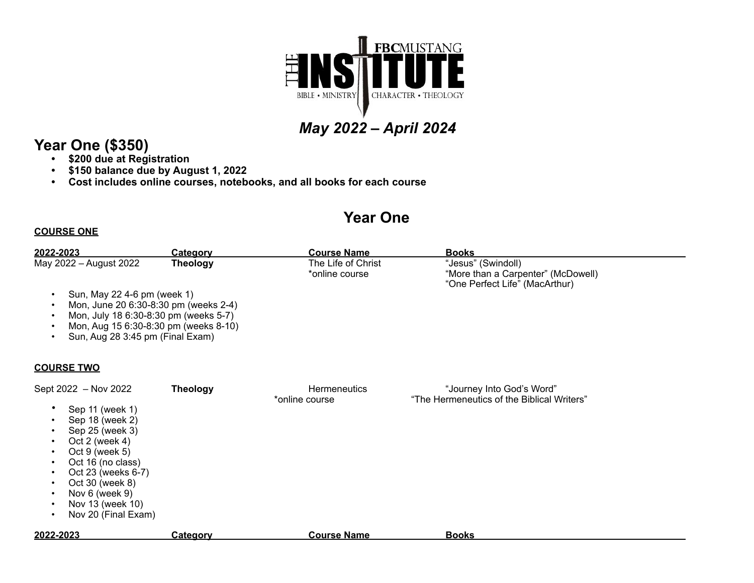THE INSTITUTE
FBC MUSTANG
BIBLE • MINISTRY • CHARACTER • THEOLOGY

## *May 2022 – April 2024*

# Year One ($350)

- **$200 due at Registration**
- **$150 balance due by August 1, 2022**
- **Cost includes online courses, notebooks, and all books for each course**

## Year One

**COURSE ONE**

| 2022-2023 | Category | Course Name | Books |
|---|---|---|---|
| May 2022 – August 2022 | **Theology** | The Life of Christ<br>*online course | "Jesus" (Swindoll)<br>"More than a Carpenter" (McDowell)<br>"One Perfect Life" (MacArthur) |

- Sun, May 22 4-6 pm (week 1)
- Mon, June 20 6:30-8:30 pm (weeks 2-4)
- Mon, July 18 6:30-8:30 pm (weeks 5-7)
- Mon, Aug 15 6:30-8:30 pm (weeks 8-10)
- Sun, Aug 28 3:45 pm (Final Exam)

**COURSE TWO**

| 2022-2023 | Category | Course Name | Books |
|---|---|---|---|
| Sept 2022 – Nov 2022 | **Theology** | Hermeneutics<br>*online course | "Journey Into God's Word"<br>"The Hermeneutics of the Biblical Writers" |

- Sep 11 (week 1)
- Sep 18 (week 2)
- Sep 25 (week 3)
- Oct 2 (week 4)
- Oct 9 (week 5)
- Oct 16 (no class)
- Oct 23 (weeks 6-7)
- Oct 30 (week 8)
- Nov 6 (week 9)
- Nov 13 (week 10)
- Nov 20 (Final Exam)

| 2022-2023 | Category | Course Name | Books |
|---|---|---|---|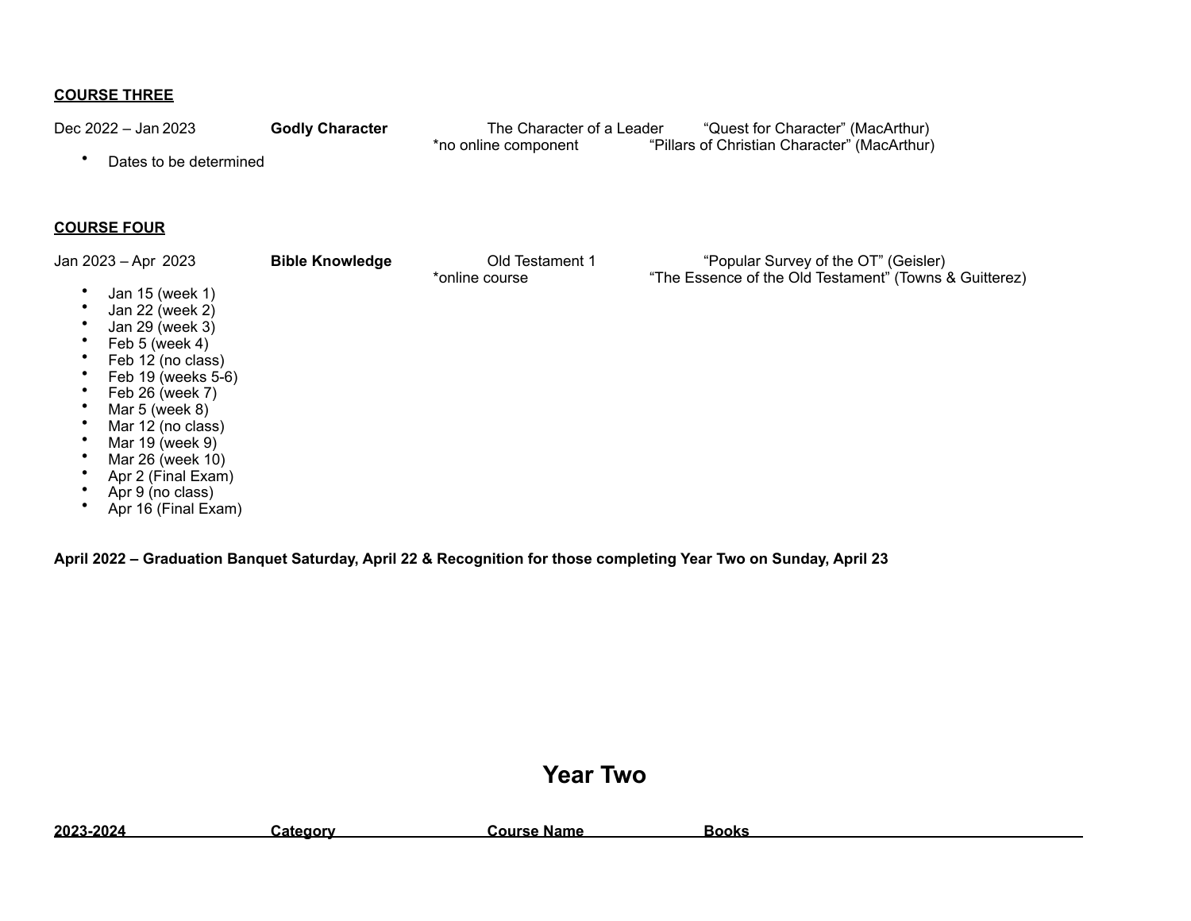**COURSE THREE**

| | | | |
|---|---|---|---|
| Dec 2022 – Jan 2023 | **Godly Character** | The Character of a Leader<br>*no online component | "Quest for Character" (MacArthur)<br>"Pillars of Christian Character" (MacArthur) |

- Dates to be determined

**COURSE FOUR**

| | | | |
|---|---|---|---|
| Jan 2023 – Apr 2023 | **Bible Knowledge** | Old Testament 1<br>*online course | "Popular Survey of the OT" (Geisler)<br>"The Essence of the Old Testament" (Towns & Guitterez) |

- Jan 15 (week 1)
- Jan 22 (week 2)
- Jan 29 (week 3)
- Feb 5 (week 4)
- Feb 12 (no class)
- Feb 19 (weeks 5-6)
- Feb 26 (week 7)
- Mar 5 (week 8)
- Mar 12 (no class)
- Mar 19 (week 9)
- Mar 26 (week 10)
- Apr 2 (Final Exam)
- Apr 9 (no class)
- Apr 16 (Final Exam)

**April 2022 – Graduation Banquet Saturday, April 22 & Recognition for those completing Year Two on Sunday, April 23**

# Year Two

| 2023-2024 | Category | Course Name | Books |
|---|---|---|---|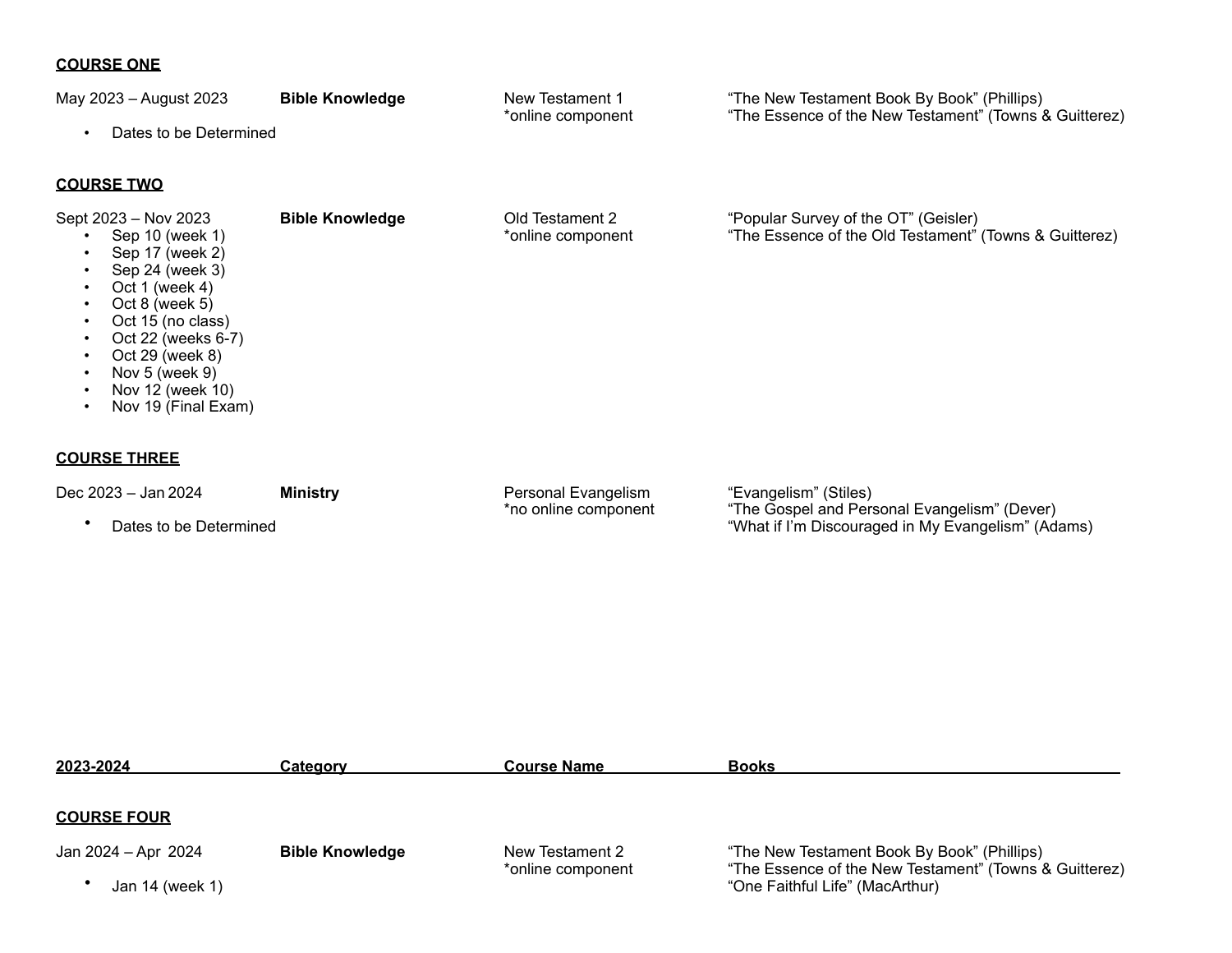**COURSE ONE**

May 2023 – August 2023 | **Bible Knowledge** | New Testament 1 *online component | "The New Testament Book By Book" (Phillips) "The Essence of the New Testament" (Towns & Guitterez)

- Dates to be Determined

**COURSE TWO**

Sept 2023 – Nov 2023 | **Bible Knowledge** | Old Testament 2 *online component | "Popular Survey of the OT" (Geisler) "The Essence of the Old Testament" (Towns & Guitterez)

- Sep 10 (week 1)
- Sep 17 (week 2)
- Sep 24 (week 3)
- Oct 1 (week 4)
- Oct 8 (week 5)
- Oct 15 (no class)
- Oct 22 (weeks 6-7)
- Oct 29 (week 8)
- Nov 5 (week 9)
- Nov 12 (week 10)
- Nov 19 (Final Exam)

**COURSE THREE**

Dec 2023 – Jan 2024 | **Ministry** | Personal Evangelism *no online component | "Evangelism" (Stiles) "The Gospel and Personal Evangelism" (Dever) "What if I'm Discouraged in My Evangelism" (Adams)

- Dates to be Determined

| 2023-2024 | Category | Course Name | Books |
| --- | --- | --- | --- |

**COURSE FOUR**

Jan 2024 – Apr 2024 | **Bible Knowledge** | New Testament 2 *online component | "The New Testament Book By Book" (Phillips) "The Essence of the New Testament" (Towns & Guitterez) "One Faithful Life" (MacArthur)

- Jan 14 (week 1)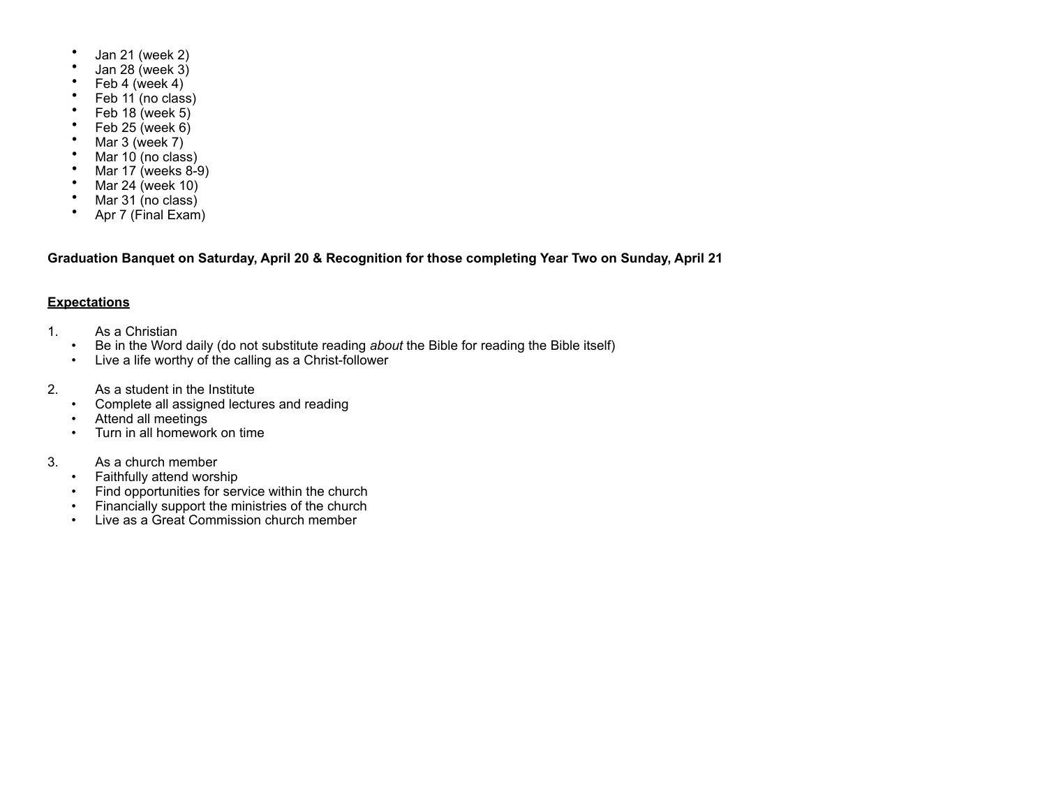- Jan 21 (week 2)
- Jan 28 (week 3)
- Feb 4 (week 4)
- Feb 11 (no class)
- Feb 18 (week 5)
- Feb 25 (week 6)
- Mar 3 (week 7)
- Mar 10 (no class)
- Mar 17 (weeks 8-9)
- Mar 24 (week 10)
- Mar 31 (no class)
- Apr 7 (Final Exam)

**Graduation Banquet on Saturday, April 20 & Recognition for those completing Year Two on Sunday, April 21**

**<u>Expectations</u>**

1. As a Christian
   - Be in the Word daily (do not substitute reading *about* the Bible for reading the Bible itself)
   - Live a life worthy of the calling as a Christ-follower

2. As a student in the Institute
   - Complete all assigned lectures and reading
   - Attend all meetings
   - Turn in all homework on time

3. As a church member
   - Faithfully attend worship
   - Find opportunities for service within the church
   - Financially support the ministries of the church
   - Live as a Great Commission church member